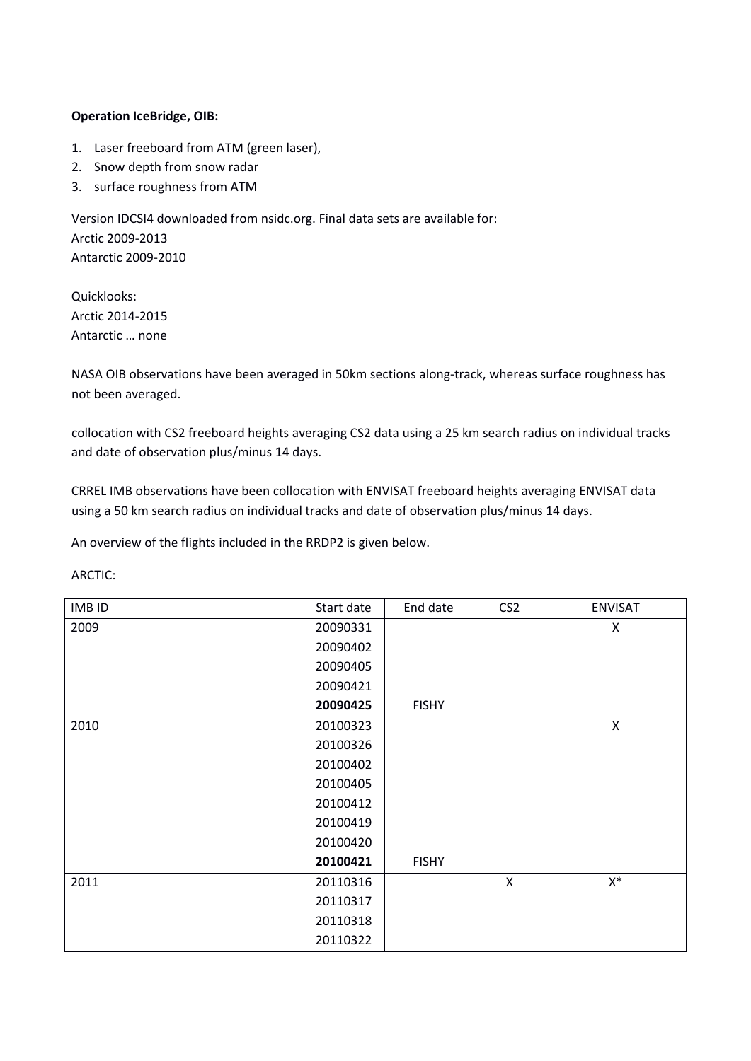**Operation IceBridge, OIB:**

1. Laser freeboard from ATM (green laser),
2. Snow depth from snow radar
3. surface roughness from ATM

Version IDCSI4 downloaded from nsidc.org. Final data sets are available for:
Arctic 2009-2013
Antarctic 2009-2010

Quicklooks:
Arctic 2014-2015
Antarctic … none

NASA OIB observations have been averaged in 50km sections along-track, whereas surface roughness has not been averaged.

collocation with CS2 freeboard heights averaging CS2 data using a 25 km search radius on individual tracks and date of observation plus/minus 14 days.

CRREL IMB observations have been collocation with ENVISAT freeboard heights averaging ENVISAT data using a 50 km search radius on individual tracks and date of observation plus/minus 14 days.

An overview of the flights included in the RRDP2 is given below.

ARCTIC:

| IMB ID | Start date | End date | CS2 | ENVISAT |
|---|---|---|---|---|
| 2009 | 20090331 | | | X |
| | 20090402 | | | |
| | 20090405 | | | |
| | 20090421 | | | |
| | **20090425** | FISHY | | |
| 2010 | 20100323 | | | X |
| | 20100326 | | | |
| | 20100402 | | | |
| | 20100405 | | | |
| | 20100412 | | | |
| | 20100419 | | | |
| | 20100420 | | | |
| | **20100421** | FISHY | | |
| 2011 | 20110316 | | X | X* |
| | 20110317 | | | |
| | 20110318 | | | |
| | 20110322 | | | |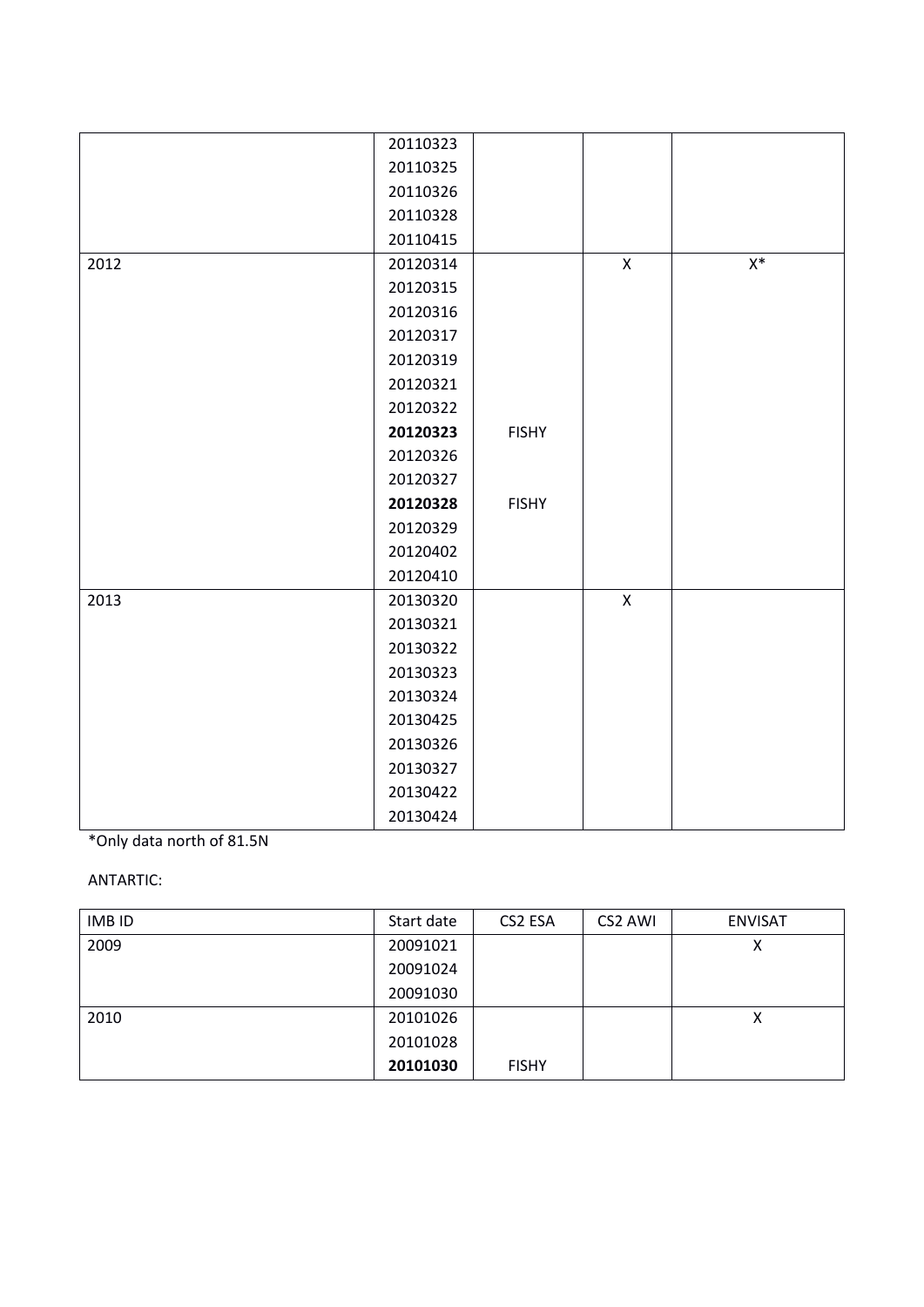| | | | | |
|---|---|---|---|---|
| | 20110323 | | | |
| | 20110325 | | | |
| | 20110326 | | | |
| | 20110328 | | | |
| | 20110415 | | | |
| 2012 | 20120314 | | X | X* |
| | 20120315 | | | |
| | 20120316 | | | |
| | 20120317 | | | |
| | 20120319 | | | |
| | 20120321 | | | |
| | 20120322 | | | |
| | **20120323** | FISHY | | |
| | 20120326 | | | |
| | 20120327 | | | |
| | **20120328** | FISHY | | |
| | 20120329 | | | |
| | 20120402 | | | |
| | 20120410 | | | |
| 2013 | 20130320 | | X | |
| | 20130321 | | | |
| | 20130322 | | | |
| | 20130323 | | | |
| | 20130324 | | | |
| | 20130425 | | | |
| | 20130326 | | | |
| | 20130327 | | | |
| | 20130422 | | | |
| | 20130424 | | | |

*Only data north of 81.5N

ANTARTIC:

| IMB ID | Start date | CS2 ESA | CS2 AWI | ENVISAT |
|---|---|---|---|---|
| 2009 | 20091021 | | | X |
| | 20091024 | | | |
| | 20091030 | | | |
| 2010 | 20101026 | | | X |
| | 20101028 | | | |
| | **20101030** | FISHY | | |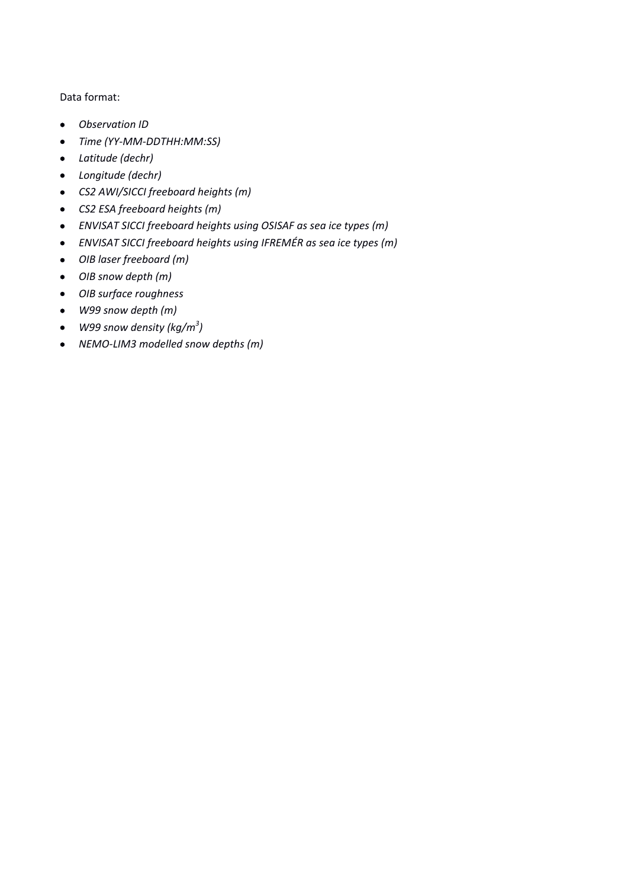Data format:

- *Observation ID*
- *Time (YY-MM-DDTHH:MM:SS)*
- *Latitude (dechr)*
- *Longitude (dechr)*
- *CS2 AWI/SICCI freeboard heights (m)*
- *CS2 ESA freeboard heights (m)*
- *ENVISAT SICCI freeboard heights using OSISAF as sea ice types (m)*
- *ENVISAT SICCI freeboard heights using IFREMÉR as sea ice types (m)*
- *OIB laser freeboard (m)*
- *OIB snow depth (m)*
- *OIB surface roughness*
- *W99 snow depth (m)*
- *W99 snow density (kg/m$^3$)*
- *NEMO-LIM3 modelled snow depths (m)*